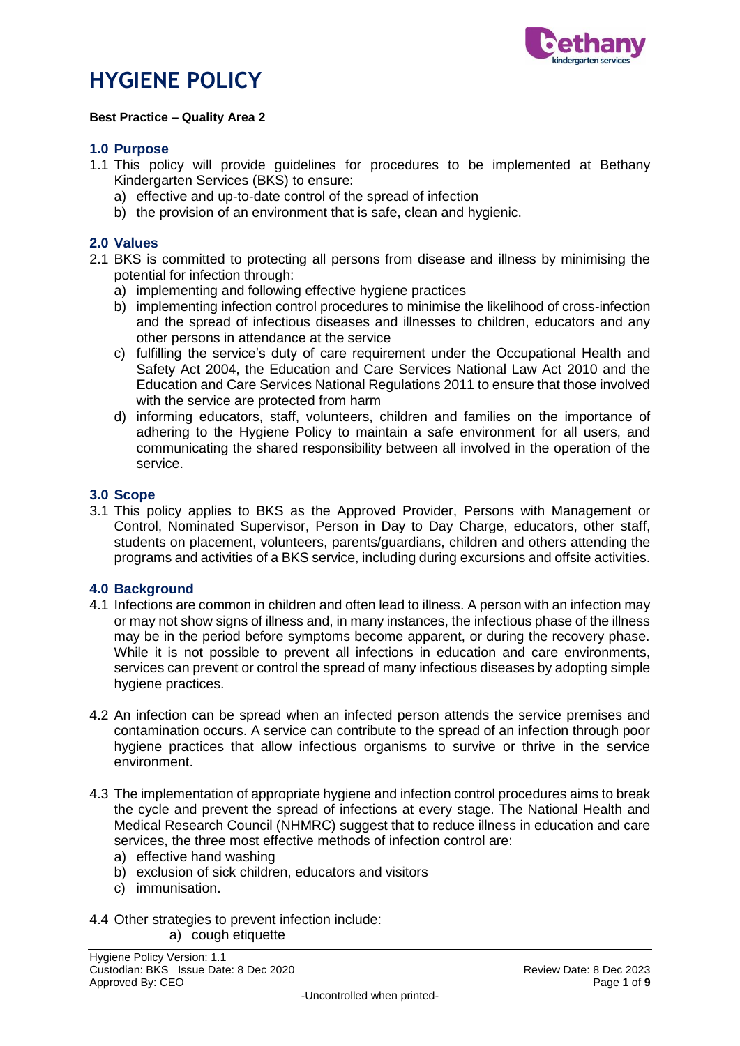# HYGIENE POLICY

**Best Practice – Quality Area 2**

## 1.0 Purpose

1.1 This policy will provide guidelines for procedures to be implemented at Bethany Kindergarten Services (BKS) to ensure:

- a) effective and up-to-date control of the spread of infection
- b) the provision of an environment that is safe, clean and hygienic.

## 2.0 Values

2.1 BKS is committed to protecting all persons from disease and illness by minimising the potential for infection through:

- a) implementing and following effective hygiene practices
- b) implementing infection control procedures to minimise the likelihood of cross-infection and the spread of infectious diseases and illnesses to children, educators and any other persons in attendance at the service
- c) fulfilling the service's duty of care requirement under the Occupational Health and Safety Act 2004, the Education and Care Services National Law Act 2010 and the Education and Care Services National Regulations 2011 to ensure that those involved with the service are protected from harm
- d) informing educators, staff, volunteers, children and families on the importance of adhering to the Hygiene Policy to maintain a safe environment for all users, and communicating the shared responsibility between all involved in the operation of the service.

## 3.0 Scope

3.1 This policy applies to BKS as the Approved Provider, Persons with Management or Control, Nominated Supervisor, Person in Day to Day Charge, educators, other staff, students on placement, volunteers, parents/guardians, children and others attending the programs and activities of a BKS service, including during excursions and offsite activities.

## 4.0 Background

4.1 Infections are common in children and often lead to illness. A person with an infection may or may not show signs of illness and, in many instances, the infectious phase of the illness may be in the period before symptoms become apparent, or during the recovery phase. While it is not possible to prevent all infections in education and care environments, services can prevent or control the spread of many infectious diseases by adopting simple hygiene practices.

4.2 An infection can be spread when an infected person attends the service premises and contamination occurs. A service can contribute to the spread of an infection through poor hygiene practices that allow infectious organisms to survive or thrive in the service environment.

4.3 The implementation of appropriate hygiene and infection control procedures aims to break the cycle and prevent the spread of infections at every stage. The National Health and Medical Research Council (NHMRC) suggest that to reduce illness in education and care services, the three most effective methods of infection control are:

- a) effective hand washing
- b) exclusion of sick children, educators and visitors
- c) immunisation.

4.4 Other strategies to prevent infection include:

- a) cough etiquette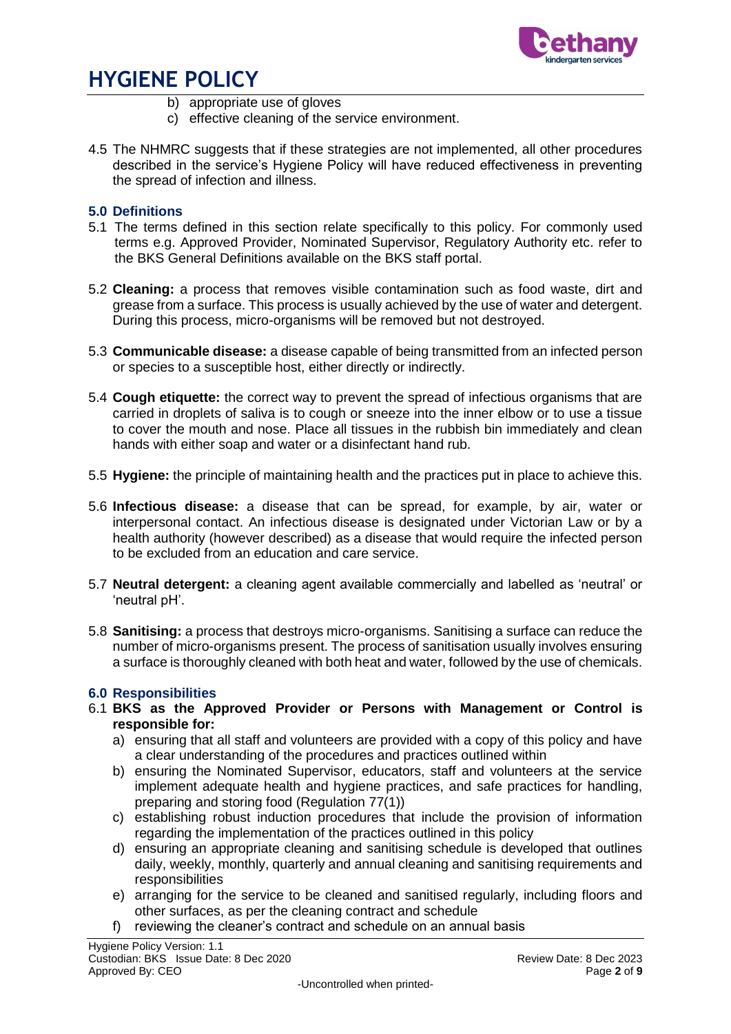b) appropriate use of gloves
c) effective cleaning of the service environment.

4.5 The NHMRC suggests that if these strategies are not implemented, all other procedures described in the service's Hygiene Policy will have reduced effectiveness in preventing the spread of infection and illness.

## 5.0 Definitions

5.1 The terms defined in this section relate specifically to this policy. For commonly used terms e.g. Approved Provider, Nominated Supervisor, Regulatory Authority etc. refer to the BKS General Definitions available on the BKS staff portal.

5.2 **Cleaning:** a process that removes visible contamination such as food waste, dirt and grease from a surface. This process is usually achieved by the use of water and detergent. During this process, micro-organisms will be removed but not destroyed.

5.3 **Communicable disease:** a disease capable of being transmitted from an infected person or species to a susceptible host, either directly or indirectly.

5.4 **Cough etiquette:** the correct way to prevent the spread of infectious organisms that are carried in droplets of saliva is to cough or sneeze into the inner elbow or to use a tissue to cover the mouth and nose. Place all tissues in the rubbish bin immediately and clean hands with either soap and water or a disinfectant hand rub.

5.5 **Hygiene:** the principle of maintaining health and the practices put in place to achieve this.

5.6 **Infectious disease:** a disease that can be spread, for example, by air, water or interpersonal contact. An infectious disease is designated under Victorian Law or by a health authority (however described) as a disease that would require the infected person to be excluded from an education and care service.

5.7 **Neutral detergent:** a cleaning agent available commercially and labelled as 'neutral' or 'neutral pH'.

5.8 **Sanitising:** a process that destroys micro-organisms. Sanitising a surface can reduce the number of micro-organisms present. The process of sanitisation usually involves ensuring a surface is thoroughly cleaned with both heat and water, followed by the use of chemicals.

## 6.0 Responsibilities

6.1 **BKS as the Approved Provider or Persons with Management or Control is responsible for:**

a) ensuring that all staff and volunteers are provided with a copy of this policy and have a clear understanding of the procedures and practices outlined within
b) ensuring the Nominated Supervisor, educators, staff and volunteers at the service implement adequate health and hygiene practices, and safe practices for handling, preparing and storing food (Regulation 77(1))
c) establishing robust induction procedures that include the provision of information regarding the implementation of the practices outlined in this policy
d) ensuring an appropriate cleaning and sanitising schedule is developed that outlines daily, weekly, monthly, quarterly and annual cleaning and sanitising requirements and responsibilities
e) arranging for the service to be cleaned and sanitised regularly, including floors and other surfaces, as per the cleaning contract and schedule
f) reviewing the cleaner's contract and schedule on an annual basis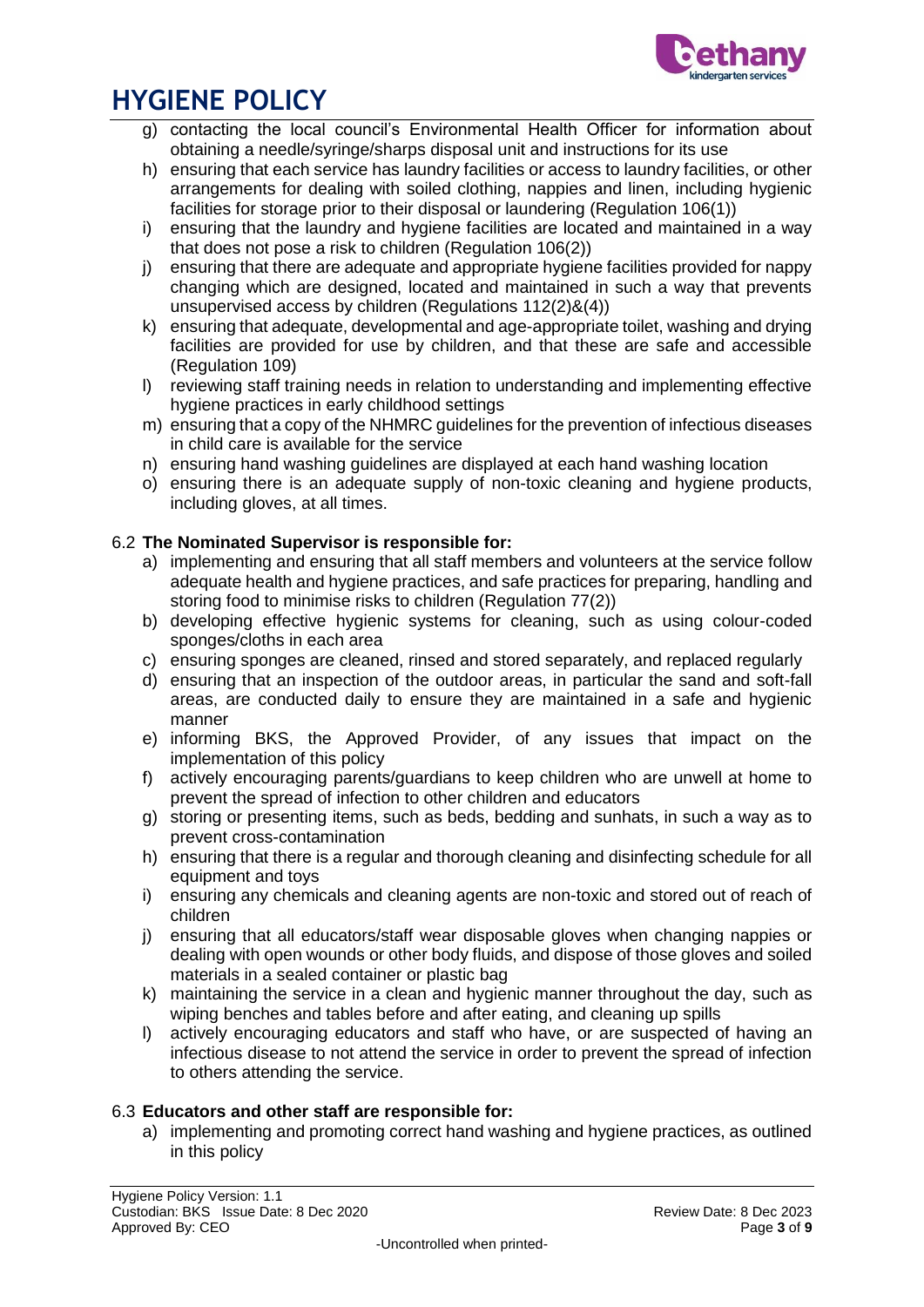g) contacting the local council's Environmental Health Officer for information about obtaining a needle/syringe/sharps disposal unit and instructions for its use
h) ensuring that each service has laundry facilities or access to laundry facilities, or other arrangements for dealing with soiled clothing, nappies and linen, including hygienic facilities for storage prior to their disposal or laundering (Regulation 106(1))
i) ensuring that the laundry and hygiene facilities are located and maintained in a way that does not pose a risk to children (Regulation 106(2))
j) ensuring that there are adequate and appropriate hygiene facilities provided for nappy changing which are designed, located and maintained in such a way that prevents unsupervised access by children (Regulations 112(2)&(4))
k) ensuring that adequate, developmental and age-appropriate toilet, washing and drying facilities are provided for use by children, and that these are safe and accessible (Regulation 109)
l) reviewing staff training needs in relation to understanding and implementing effective hygiene practices in early childhood settings
m) ensuring that a copy of the NHMRC guidelines for the prevention of infectious diseases in child care is available for the service
n) ensuring hand washing guidelines are displayed at each hand washing location
o) ensuring there is an adequate supply of non-toxic cleaning and hygiene products, including gloves, at all times.

### 6.2 The Nominated Supervisor is responsible for:

a) implementing and ensuring that all staff members and volunteers at the service follow adequate health and hygiene practices, and safe practices for preparing, handling and storing food to minimise risks to children (Regulation 77(2))
b) developing effective hygienic systems for cleaning, such as using colour-coded sponges/cloths in each area
c) ensuring sponges are cleaned, rinsed and stored separately, and replaced regularly
d) ensuring that an inspection of the outdoor areas, in particular the sand and soft-fall areas, are conducted daily to ensure they are maintained in a safe and hygienic manner
e) informing BKS, the Approved Provider, of any issues that impact on the implementation of this policy
f) actively encouraging parents/guardians to keep children who are unwell at home to prevent the spread of infection to other children and educators
g) storing or presenting items, such as beds, bedding and sunhats, in such a way as to prevent cross-contamination
h) ensuring that there is a regular and thorough cleaning and disinfecting schedule for all equipment and toys
i) ensuring any chemicals and cleaning agents are non-toxic and stored out of reach of children
j) ensuring that all educators/staff wear disposable gloves when changing nappies or dealing with open wounds or other body fluids, and dispose of those gloves and soiled materials in a sealed container or plastic bag
k) maintaining the service in a clean and hygienic manner throughout the day, such as wiping benches and tables before and after eating, and cleaning up spills
l) actively encouraging educators and staff who have, or are suspected of having an infectious disease to not attend the service in order to prevent the spread of infection to others attending the service.

### 6.3 Educators and other staff are responsible for:

a) implementing and promoting correct hand washing and hygiene practices, as outlined in this policy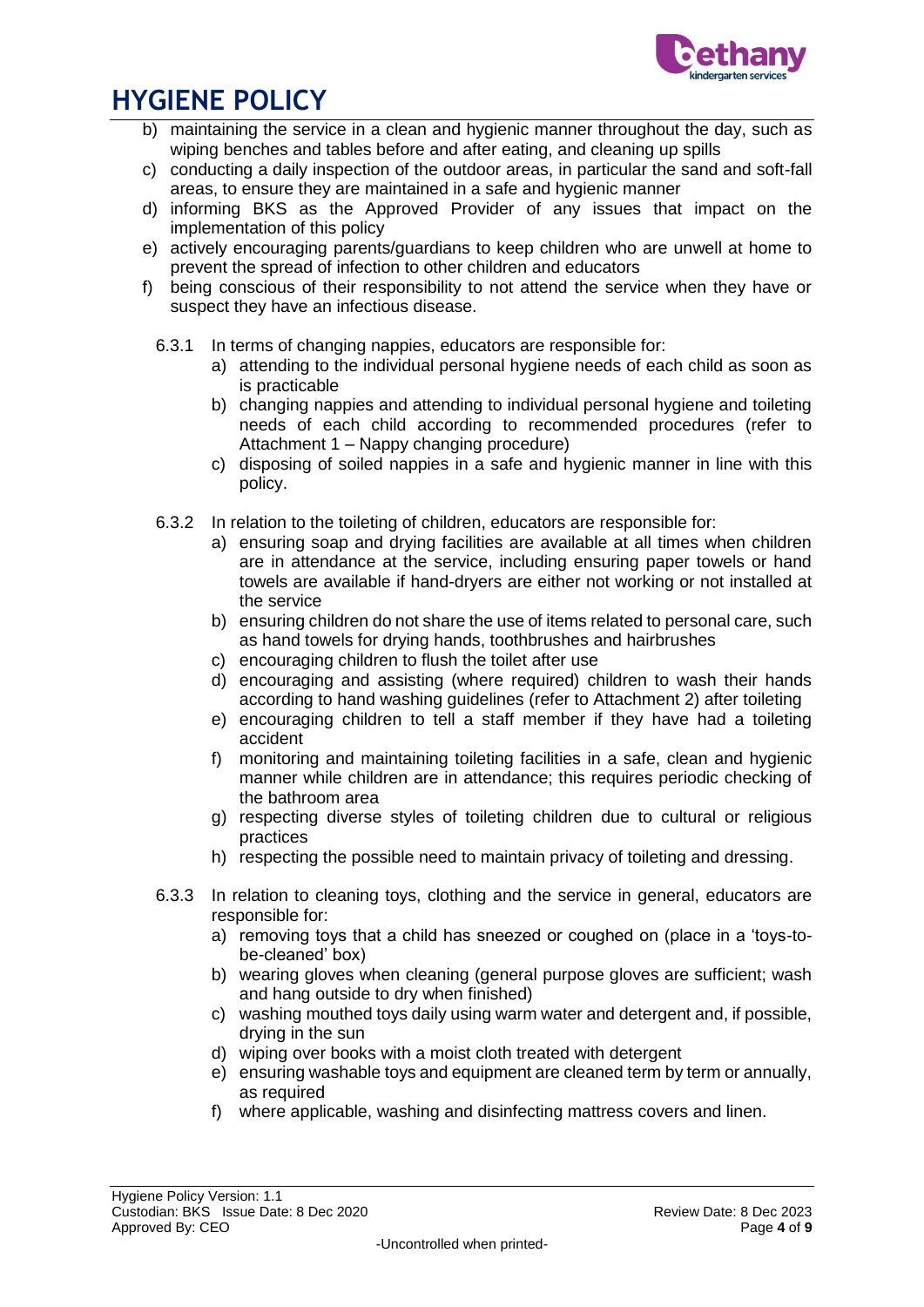b) maintaining the service in a clean and hygienic manner throughout the day, such as wiping benches and tables before and after eating, and cleaning up spills
c) conducting a daily inspection of the outdoor areas, in particular the sand and soft-fall areas, to ensure they are maintained in a safe and hygienic manner
d) informing BKS as the Approved Provider of any issues that impact on the implementation of this policy
e) actively encouraging parents/guardians to keep children who are unwell at home to prevent the spread of infection to other children and educators
f) being conscious of their responsibility to not attend the service when they have or suspect they have an infectious disease.

6.3.1 In terms of changing nappies, educators are responsible for:

a) attending to the individual personal hygiene needs of each child as soon as is practicable
b) changing nappies and attending to individual personal hygiene and toileting needs of each child according to recommended procedures (refer to Attachment 1 – Nappy changing procedure)
c) disposing of soiled nappies in a safe and hygienic manner in line with this policy.

6.3.2 In relation to the toileting of children, educators are responsible for:

a) ensuring soap and drying facilities are available at all times when children are in attendance at the service, including ensuring paper towels or hand towels are available if hand-dryers are either not working or not installed at the service
b) ensuring children do not share the use of items related to personal care, such as hand towels for drying hands, toothbrushes and hairbrushes
c) encouraging children to flush the toilet after use
d) encouraging and assisting (where required) children to wash their hands according to hand washing guidelines (refer to Attachment 2) after toileting
e) encouraging children to tell a staff member if they have had a toileting accident
f) monitoring and maintaining toileting facilities in a safe, clean and hygienic manner while children are in attendance; this requires periodic checking of the bathroom area
g) respecting diverse styles of toileting children due to cultural or religious practices
h) respecting the possible need to maintain privacy of toileting and dressing.

6.3.3 In relation to cleaning toys, clothing and the service in general, educators are responsible for:

a) removing toys that a child has sneezed or coughed on (place in a 'toys-to-be-cleaned' box)
b) wearing gloves when cleaning (general purpose gloves are sufficient; wash and hang outside to dry when finished)
c) washing mouthed toys daily using warm water and detergent and, if possible, drying in the sun
d) wiping over books with a moist cloth treated with detergent
e) ensuring washable toys and equipment are cleaned term by term or annually, as required
f) where applicable, washing and disinfecting mattress covers and linen.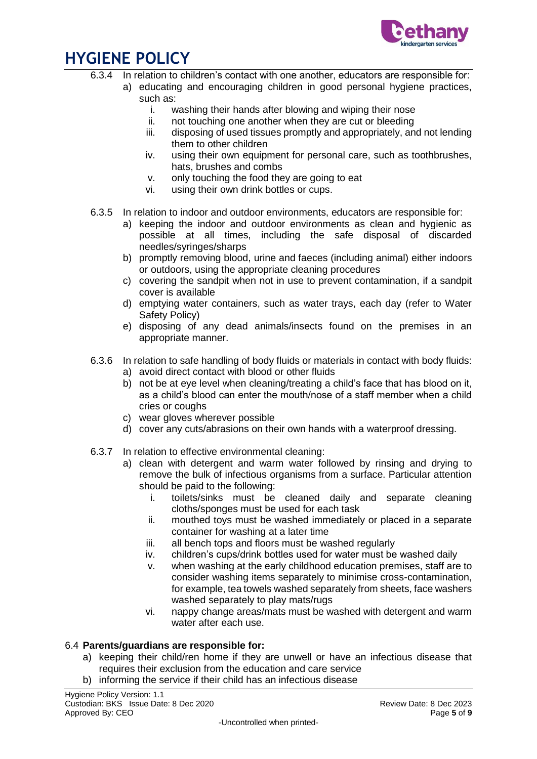6.3.4 In relation to children's contact with one another, educators are responsible for:

a) educating and encouraging children in good personal hygiene practices, such as:
   - i. washing their hands after blowing and wiping their nose
   - ii. not touching one another when they are cut or bleeding
   - iii. disposing of used tissues promptly and appropriately, and not lending them to other children
   - iv. using their own equipment for personal care, such as toothbrushes, hats, brushes and combs
   - v. only touching the food they are going to eat
   - vi. using their own drink bottles or cups.

6.3.5 In relation to indoor and outdoor environments, educators are responsible for:

a) keeping the indoor and outdoor environments as clean and hygienic as possible at all times, including the safe disposal of discarded needles/syringes/sharps

b) promptly removing blood, urine and faeces (including animal) either indoors or outdoors, using the appropriate cleaning procedures

c) covering the sandpit when not in use to prevent contamination, if a sandpit cover is available

d) emptying water containers, such as water trays, each day (refer to Water Safety Policy)

e) disposing of any dead animals/insects found on the premises in an appropriate manner.

6.3.6 In relation to safe handling of body fluids or materials in contact with body fluids:

a) avoid direct contact with blood or other fluids

b) not be at eye level when cleaning/treating a child's face that has blood on it, as a child's blood can enter the mouth/nose of a staff member when a child cries or coughs

c) wear gloves wherever possible

d) cover any cuts/abrasions on their own hands with a waterproof dressing.

6.3.7 In relation to effective environmental cleaning:

a) clean with detergent and warm water followed by rinsing and drying to remove the bulk of infectious organisms from a surface. Particular attention should be paid to the following:
   - i. toilets/sinks must be cleaned daily and separate cleaning cloths/sponges must be used for each task
   - ii. mouthed toys must be washed immediately or placed in a separate container for washing at a later time
   - iii. all bench tops and floors must be washed regularly
   - iv. children's cups/drink bottles used for water must be washed daily
   - v. when washing at the early childhood education premises, staff are to consider washing items separately to minimise cross-contamination, for example, tea towels washed separately from sheets, face washers washed separately to play mats/rugs
   - vi. nappy change areas/mats must be washed with detergent and warm water after each use.

### 6.4 Parents/guardians are responsible for:

a) keeping their child/ren home if they are unwell or have an infectious disease that requires their exclusion from the education and care service

b) informing the service if their child has an infectious disease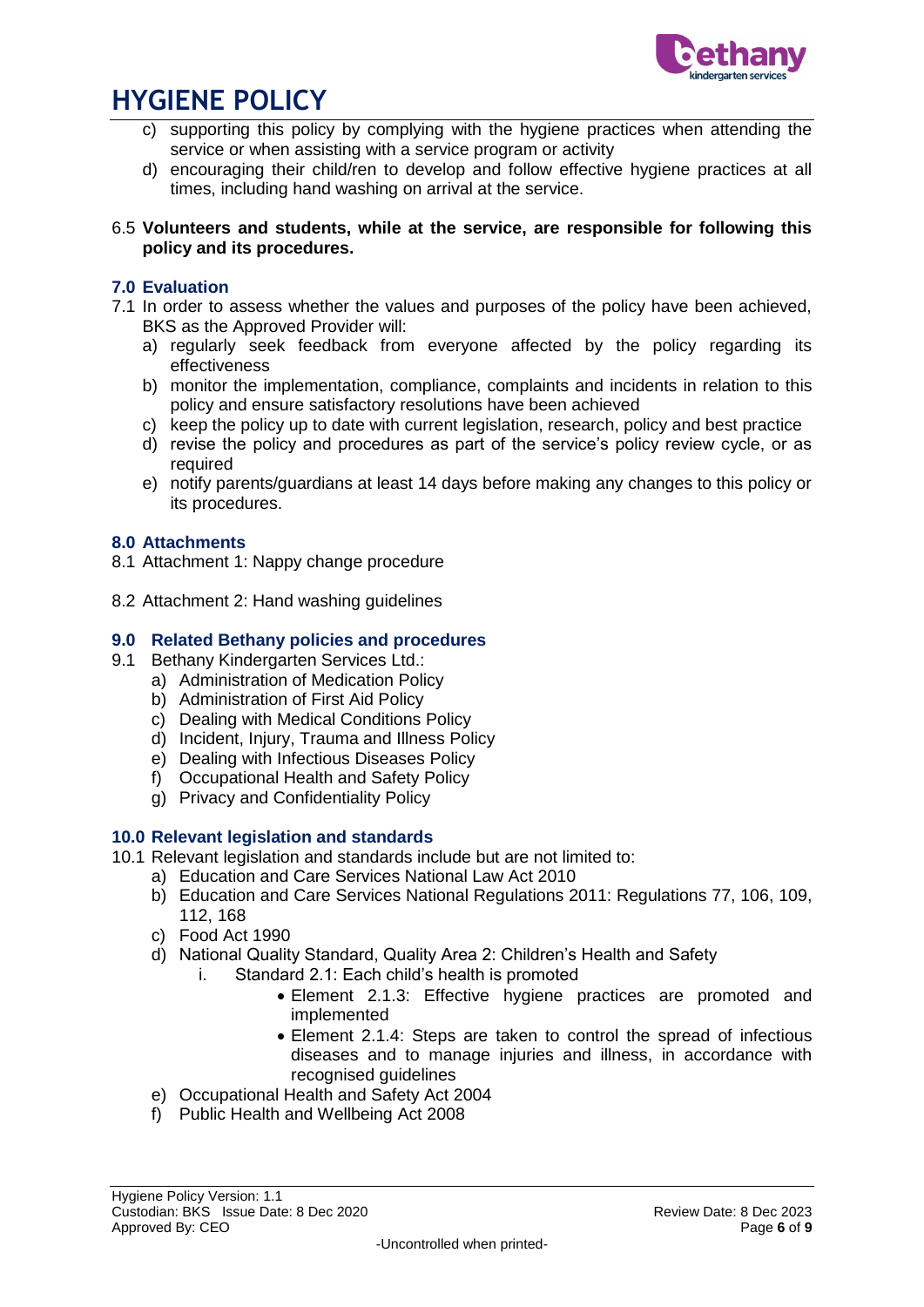c) supporting this policy by complying with the hygiene practices when attending the service or when assisting with a service program or activity

d) encouraging their child/ren to develop and follow effective hygiene practices at all times, including hand washing on arrival at the service.

6.5 **Volunteers and students, while at the service, are responsible for following this policy and its procedures.**

## 7.0 Evaluation

7.1 In order to assess whether the values and purposes of the policy have been achieved, BKS as the Approved Provider will:

a) regularly seek feedback from everyone affected by the policy regarding its effectiveness
b) monitor the implementation, compliance, complaints and incidents in relation to this policy and ensure satisfactory resolutions have been achieved
c) keep the policy up to date with current legislation, research, policy and best practice
d) revise the policy and procedures as part of the service's policy review cycle, or as required
e) notify parents/guardians at least 14 days before making any changes to this policy or its procedures.

## 8.0 Attachments

8.1 Attachment 1: Nappy change procedure

8.2 Attachment 2: Hand washing guidelines

## 9.0 Related Bethany policies and procedures

9.1 Bethany Kindergarten Services Ltd.:

a) Administration of Medication Policy
b) Administration of First Aid Policy
c) Dealing with Medical Conditions Policy
d) Incident, Injury, Trauma and Illness Policy
e) Dealing with Infectious Diseases Policy
f) Occupational Health and Safety Policy
g) Privacy and Confidentiality Policy

## 10.0 Relevant legislation and standards

10.1 Relevant legislation and standards include but are not limited to:

a) Education and Care Services National Law Act 2010
b) Education and Care Services National Regulations 2011: Regulations 77, 106, 109, 112, 168
c) Food Act 1990
d) National Quality Standard, Quality Area 2: Children's Health and Safety
   i. Standard 2.1: Each child's health is promoted
      - Element 2.1.3: Effective hygiene practices are promoted and implemented
      - Element 2.1.4: Steps are taken to control the spread of infectious diseases and to manage injuries and illness, in accordance with recognised guidelines
e) Occupational Health and Safety Act 2004
f) Public Health and Wellbeing Act 2008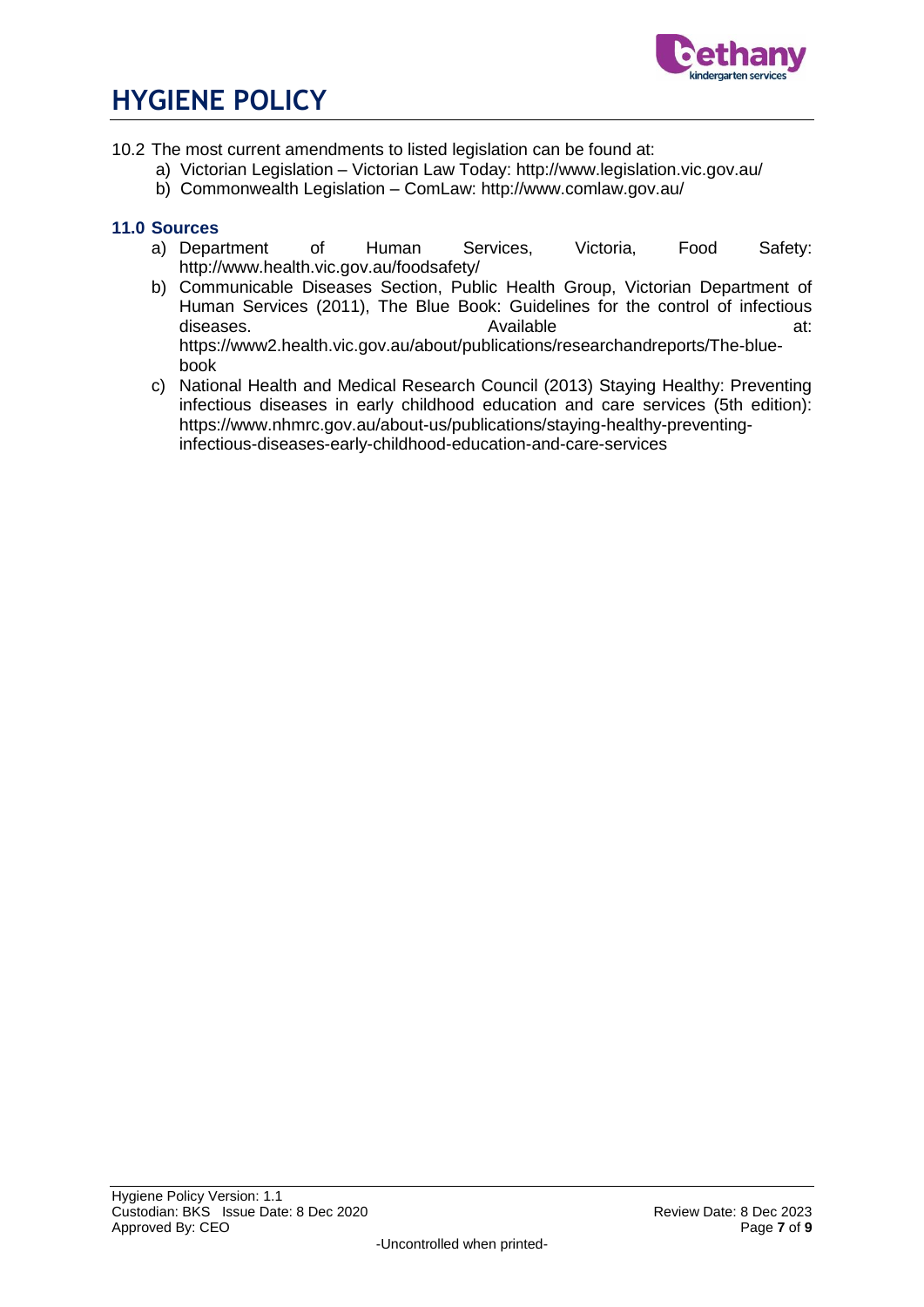10.2 The most current amendments to listed legislation can be found at:

a) Victorian Legislation – Victorian Law Today: http://www.legislation.vic.gov.au/
b) Commonwealth Legislation – ComLaw: http://www.comlaw.gov.au/

### 11.0 Sources

a) Department of Human Services, Victoria, Food Safety: http://www.health.vic.gov.au/foodsafety/
b) Communicable Diseases Section, Public Health Group, Victorian Department of Human Services (2011), The Blue Book: Guidelines for the control of infectious diseases. Available at: https://www2.health.vic.gov.au/about/publications/researchandreports/The-blue-book
c) National Health and Medical Research Council (2013) Staying Healthy: Preventing infectious diseases in early childhood education and care services (5th edition): https://www.nhmrc.gov.au/about-us/publications/staying-healthy-preventing-infectious-diseases-early-childhood-education-and-care-services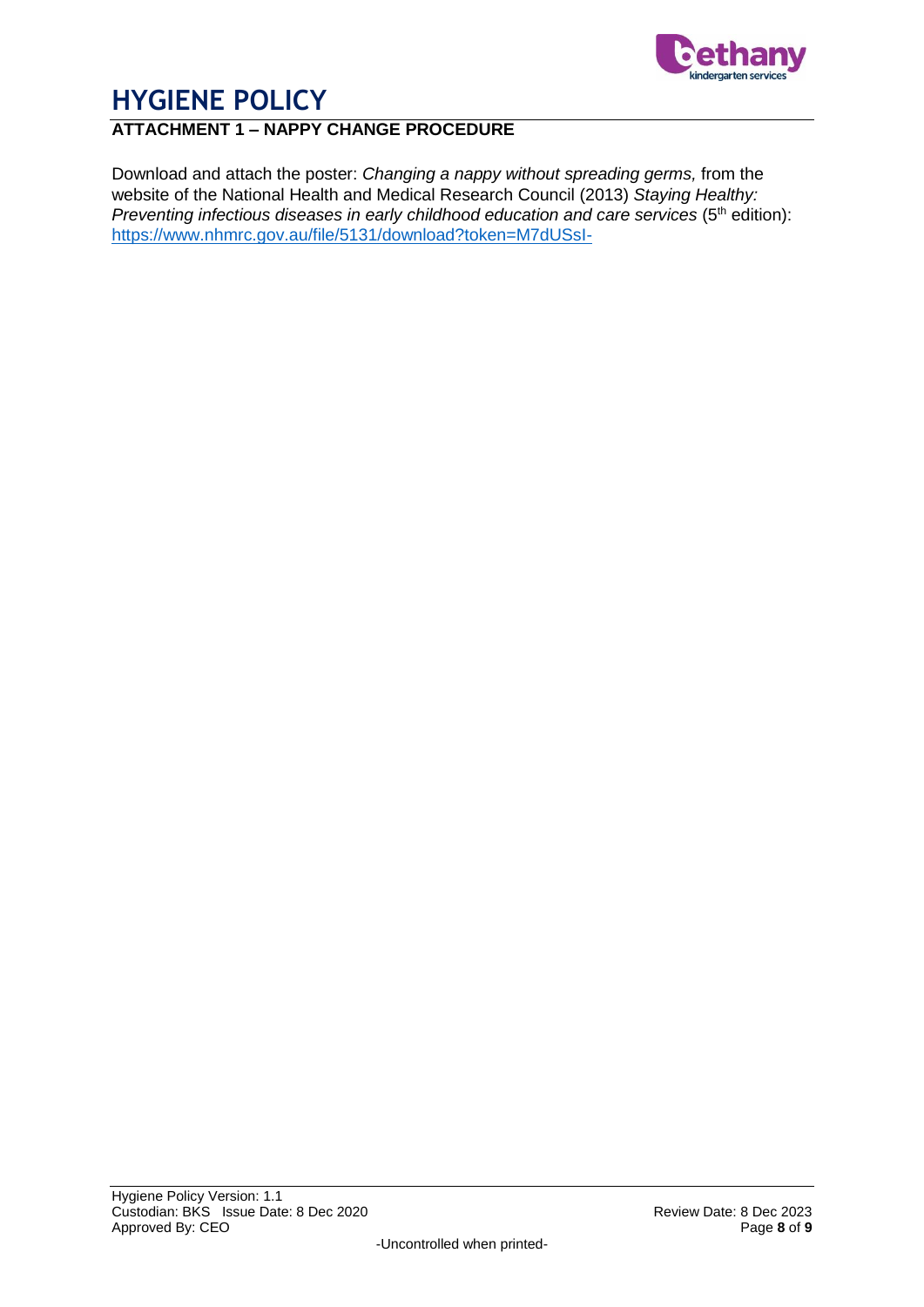# HYGIENE POLICY

## ATTACHMENT 1 – NAPPY CHANGE PROCEDURE

Download and attach the poster: *Changing a nappy without spreading germs,* from the website of the National Health and Medical Research Council (2013) *Staying Healthy: Preventing infectious diseases in early childhood education and care services* (5th edition): https://www.nhmrc.gov.au/file/5131/download?token=M7dUSsI-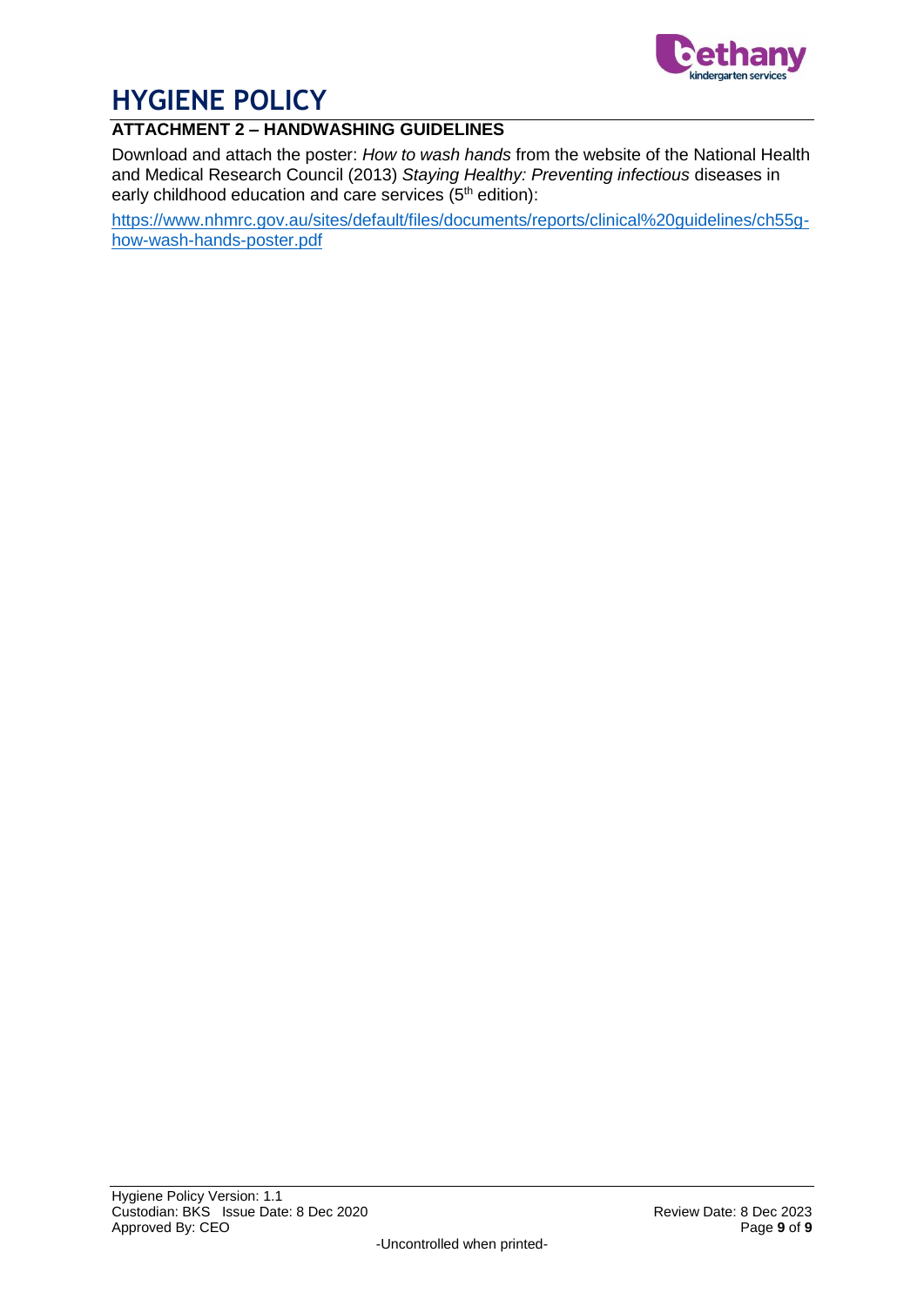# HYGIENE POLICY

## ATTACHMENT 2 – HANDWASHING GUIDELINES

Download and attach the poster: *How to wash hands* from the website of the National Health and Medical Research Council (2013) *Staying Healthy: Preventing infectious* diseases in early childhood education and care services (5th edition):

https://www.nhmrc.gov.au/sites/default/files/documents/reports/clinical%20guidelines/ch55g-how-wash-hands-poster.pdf